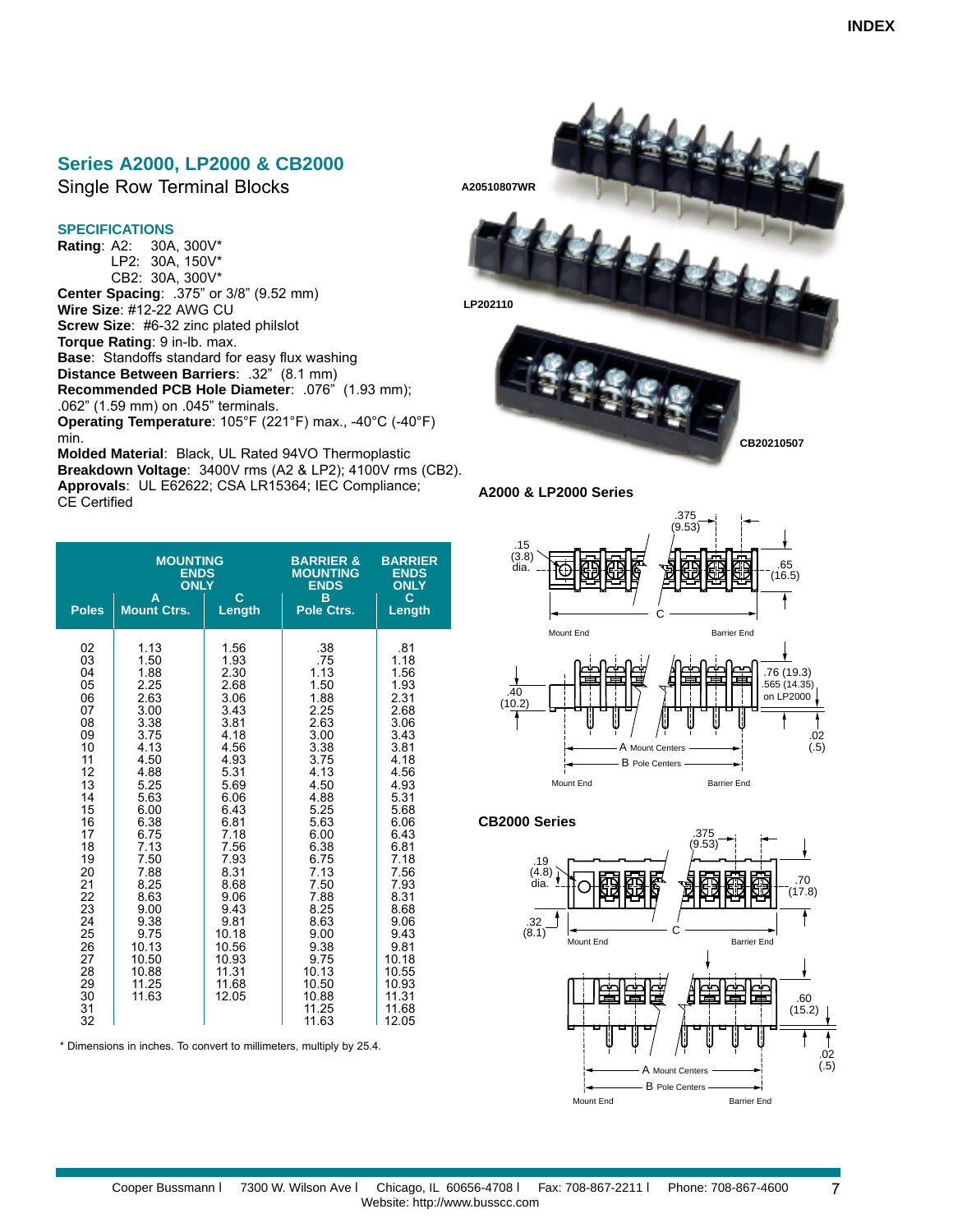## Series A2000, LP2000 & CB2000

Single Row Terminal Blocks

### SPECIFICATIONS

**Rating**: A2: 30A, 300V*
LP2: 30A, 150V*
CB2: 30A, 300V*
**Center Spacing**: .375" or 3/8" (9.52 mm)
**Wire Size**: #12-22 AWG CU
**Screw Size**: #6-32 zinc plated philslot
**Torque Rating**: 9 in-lb. max.
**Base**: Standoffs standard for easy flux washing
**Distance Between Barriers**: .32" (8.1 mm)
**Recommended PCB Hole Diameter**: .076" (1.93 mm); .062" (1.59 mm) on .045" terminals.
**Operating Temperature**: 105°F (221°F) max., -40°C (-40°F) min.
**Molded Material**: Black, UL Rated 94VO Thermoplastic
**Breakdown Voltage**: 3400V rms (A2 & LP2); 4100V rms (CB2).
**Approvals**: UL E62622; CSA LR15364; IEC Compliance; CE Certified

| Poles | MOUNTING ENDS ONLY A Mount Ctrs. | MOUNTING ENDS ONLY C Length | BARRIER & MOUNTING ENDS B Pole Ctrs. | BARRIER ENDS ONLY C Length |
|---|---|---|---|---|
| 02 | 1.13 | 1.56 | .38 | .81 |
| 03 | 1.50 | 1.93 | .75 | 1.18 |
| 04 | 1.88 | 2.30 | 1.13 | 1.56 |
| 05 | 2.25 | 2.68 | 1.50 | 1.93 |
| 06 | 2.63 | 3.06 | 1.88 | 2.31 |
| 07 | 3.00 | 3.43 | 2.25 | 2.68 |
| 08 | 3.38 | 3.81 | 2.63 | 3.06 |
| 09 | 3.75 | 4.18 | 3.00 | 3.43 |
| 10 | 4.13 | 4.56 | 3.38 | 3.81 |
| 11 | 4.50 | 4.93 | 3.75 | 4.18 |
| 12 | 4.88 | 5.31 | 4.13 | 4.56 |
| 13 | 5.25 | 5.69 | 4.50 | 4.93 |
| 14 | 5.63 | 6.06 | 4.88 | 5.31 |
| 15 | 6.00 | 6.43 | 5.25 | 5.68 |
| 16 | 6.38 | 6.81 | 5.63 | 6.06 |
| 17 | 6.75 | 7.18 | 6.00 | 6.43 |
| 18 | 7.13 | 7.56 | 6.38 | 6.81 |
| 19 | 7.50 | 7.93 | 6.75 | 7.18 |
| 20 | 7.88 | 8.31 | 7.13 | 7.56 |
| 21 | 8.25 | 8.68 | 7.50 | 7.93 |
| 22 | 8.63 | 9.06 | 7.88 | 8.31 |
| 23 | 9.00 | 9.43 | 8.25 | 8.68 |
| 24 | 9.38 | 9.81 | 8.63 | 9.06 |
| 25 | 9.75 | 10.18 | 9.00 | 9.43 |
| 26 | 10.13 | 10.56 | 9.38 | 9.81 |
| 27 | 10.50 | 10.93 | 9.75 | 10.18 |
| 28 | 10.88 | 11.31 | 10.13 | 10.55 |
| 29 | 11.25 | 11.68 | 10.50 | 10.93 |
| 30 | 11.63 | 12.05 | 10.88 | 11.31 |
| 31 | | | 11.25 | 11.68 |
| 32 | | | 11.63 | 12.05 |

\* Dimensions in inches. To convert to millimeters, multiply by 25.4.

A20510807WR

LP202110

CB20210507

### A2000 & LP2000 Series

.375 (9.53); .15 (3.8) dia.; .65 (16.5); C; Mount End; Barrier End

.40 (10.2); .76 (19.3); .565 (14.35) on LP2000; .02 (.5); A Mount Centers; B Pole Centers; Mount End; Barrier End

### CB2000 Series

.375 (9.53); .19 (4.8) dia.; .70 (17.8); .32 (8.1); C; Mount End; Barrier End

.60 (15.2); .02 (.5); A Mount Centers; B Pole Centers; Mount End; Barrier End

Cooper Bussmann | 7300 W. Wilson Ave | Chicago, IL 60656-4708 | Fax: 708-867-2211 | Phone: 708-867-4600
Website: http://www.busscc.com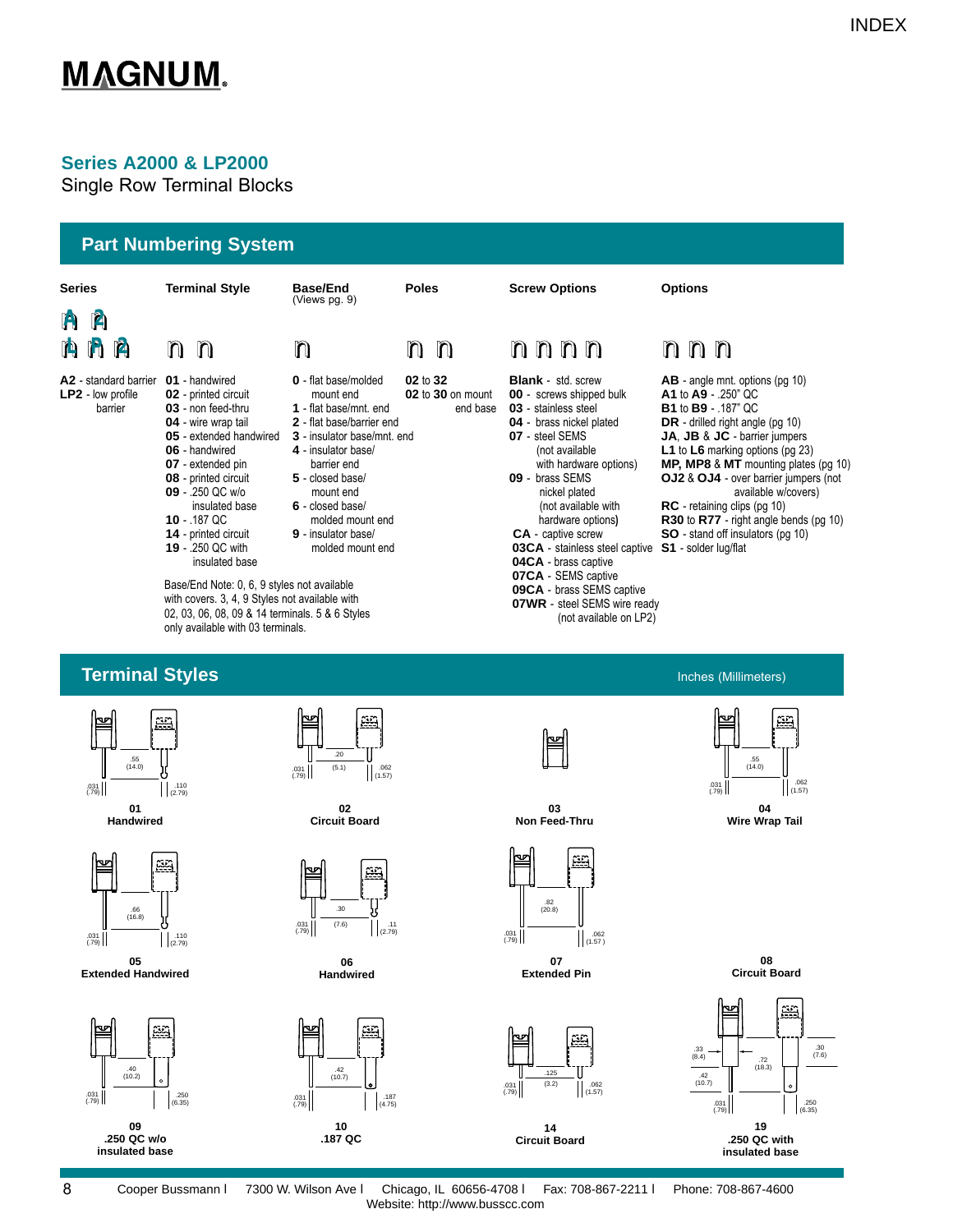MAGNUM

## Series A2000 & LP2000

Single Row Terminal Blocks

## Part Numbering System

| Series | Terminal Style | Base/End (Views pg. 9) | Poles | Screw Options | Options |
|---|---|---|---|---|---|
| **A2** - standard barrier | **01** - handwired | **0** - flat base/molded mount end | **02** to **32** | **Blank** - std. screw | **AB** - angle mnt. options (pg 10) |
| **LP2** - low profile barrier | **02** - printed circuit | **1** - flat base/mnt. end | **02** to **30** on mount end base | **00** - screws shipped bulk | **A1** to **A9** - .250" QC |
| | **03** - non feed-thru | **2** - flat base/barrier end | | **03** - stainless steel | **B1** to **B9** - .187" QC |
| | **04** - wire wrap tail | **3** - insulator base/mnt. end | | **04** - brass nickel plated | **DR** - drilled right angle (pg 10) |
| | **05** - extended handwired | **4** - insulator base/ barrier end | | **07** - steel SEMS (not available with hardware options) | **JA**, **JB** & **JC** - barrier jumpers |
| | **06** - handwired | **5** - closed base/ mount end | | **09** - brass SEMS nickel plated (not available with hardware options) | **L1** to **L6** marking options (pg 23) |
| | **07** - extended pin | **6** - closed base/ molded mount end | | **CA** - captive screw | **MP, MP8** & **MT** mounting plates (pg 10) |
| | **08** - printed circuit | **9** - insulator base/ molded mount end | | **03CA** - stainless steel captive | **OJ2** & **OJ4** - over barrier jumpers (not available w/covers) |
| | **09** - .250 QC w/o insulated base | | | **04CA** - brass captive | **RC** - retaining clips (pg 10) |
| | **10** - .187 QC | | | **07CA** - SEMS captive | **R30** to **R77** - right angle bends (pg 10) |
| | **14** - printed circuit | | | **09CA** - brass SEMS captive | **SO** - stand off insulators (pg 10) |
| | **19** - .250 QC with insulated base | | | **07WR** - steel SEMS wire ready (not available on LP2) | **S1** - solder lug/flat |

Base/End Note: 0, 6, 9 styles not available with covers. 3, 4, 9 Styles not available with 02, 03, 06, 08, 09 & 14 terminals. 5 & 6 Styles only available with 03 terminals.

## Terminal Styles

Inches (Millimeters)

**01** Handwired — .55 (14.0); .031 (.79); .110 (2.79)

**02** Circuit Board — .20 (5.1); .031 (.79); .062 (1.57)

**03** Non Feed-Thru

**04** Wire Wrap Tail — .55 (14.0); .031 (.79); .062 (1.57)

**05** Extended Handwired — .66 (16.8); .031 (.79); .110 (2.79)

**06** Handwired — .30 (7.6); .031 (.79); .11 (2.79)

**07** Extended Pin — .82 (20.8); .031 (.79); .062 (1.57)

**08** Circuit Board

**09** .250 QC w/o insulated base — .40 (10.2); .031 (.79); .250 (6.35)

**10** .187 QC — .42 (10.7); .031 (.79); .187 (4.75)

**14** Circuit Board — .125 (3.2); .031 (.79); .062 (1.57)

**19** .250 QC with insulated base — .33 (8.4); .72 (18.3); .30 (7.6); .42 (10.7); .031 (.79); .250 (6.35)

Cooper Bussmann | 7300 W. Wilson Ave | Chicago, IL 60656-4708 | Fax: 708-867-2211 | Phone: 708-867-4600
Website: http://www.busscc.com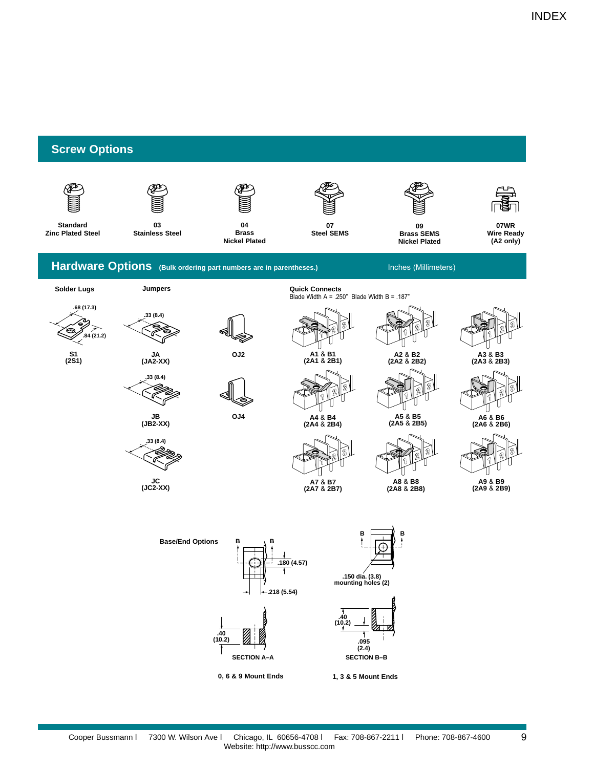## Screw Options

| Standard<br>Zinc Plated Steel | 03<br>Stainless Steel | 04<br>Brass<br>Nickel Plated | 07<br>Steel SEMS | 09<br>Brass SEMS<br>Nickel Plated | 07WR<br>Wire Ready<br>(A2 only) |
|---|---|---|---|---|---|

## Hardware Options (Bulk ordering part numbers are in parentheses.)

Inches (Millimeters)

**Solder Lugs**

.68 (17.3)
.84 (21.2)

**S1**
**(2S1)**

**Jumpers**

.33 (8.4)

**JA**
**(JA2-XX)**

**OJ2**

.33 (8.4)

**JB**
**(JB2-XX)**

**OJ4**

.33 (8.4)

**JC**
**(JC2-XX)**

**Quick Connects**
Blade Width A = .250" Blade Width B = .187"

| | | |
|---|---|---|
| A1 & B1<br>(2A1 & 2B1) | A2 & B2<br>(2A2 & 2B2) | A3 & B3<br>(2A3 & 2B3) |
| A4 & B4<br>(2A4 & 2B4) | A5 & B5<br>(2A5 & 2B5) | A6 & B6<br>(2A6 & 2B6) |
| A7 & B7<br>(2A7 & 2B7) | A8 & B8<br>(2A8 & 2B8) | A9 & B9<br>(2A9 & 2B9) |

**Base/End Options**

B B
.180 (4.57)
.218 (5.54)

B B
.150 dia. (3.8)
mounting holes (2)

.40
(10.2)
SECTION A–A

.40
(10.2)
.095
(2.4)
SECTION B–B

**0, 6 & 9 Mount Ends**

**1, 3 & 5 Mount Ends**

Cooper Bussmann | 7300 W. Wilson Ave | Chicago, IL 60656-4708 | Fax: 708-867-2211 | Phone: 708-867-4600
Website: http://www.bussccc.com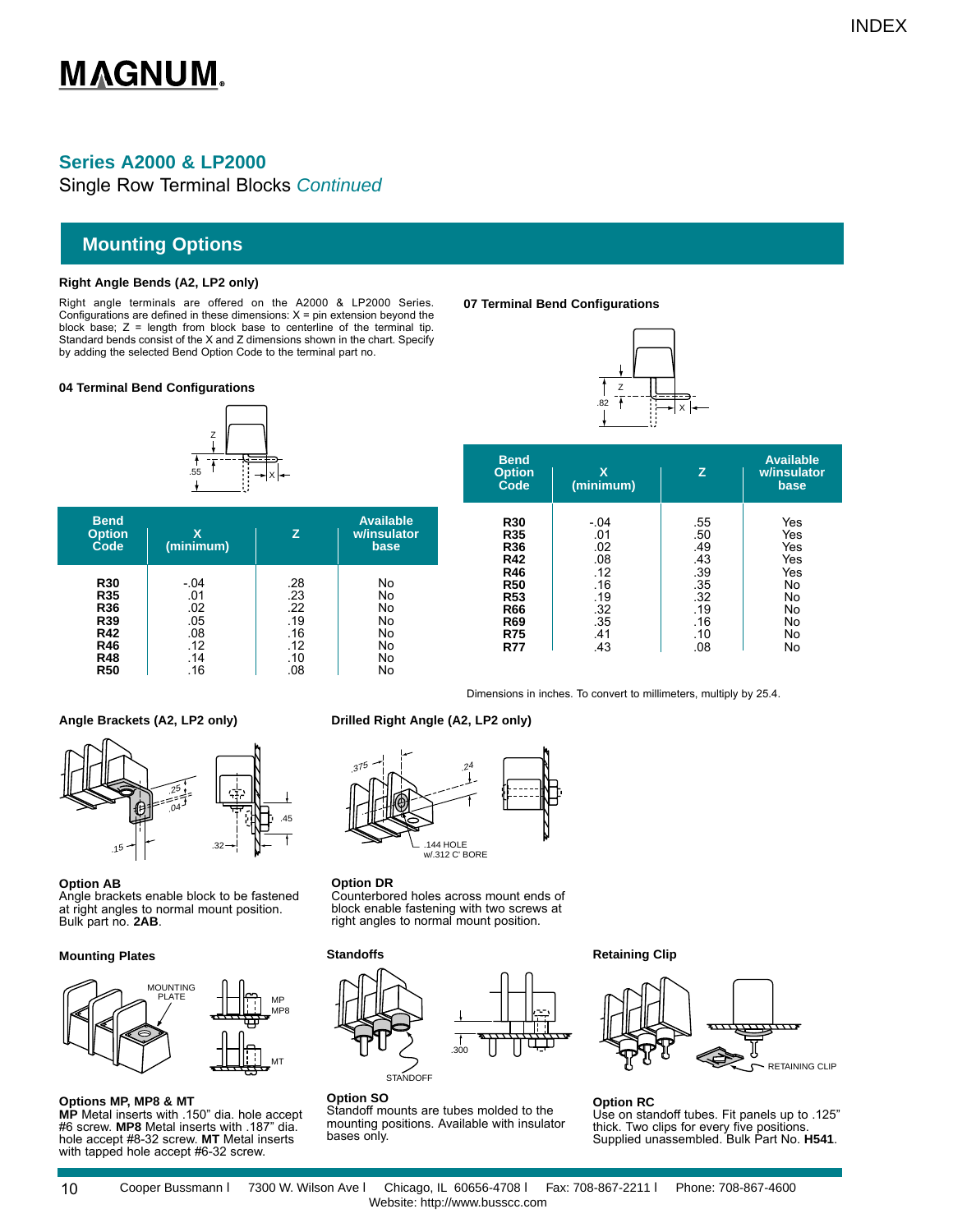## Series A2000 & LP2000

Single Row Terminal Blocks *Continued*

## Mounting Options

### Right Angle Bends (A2, LP2 only)

Right angle terminals are offered on the A2000 & LP2000 Series. Configurations are defined in these dimensions: X = pin extension beyond the block base; Z = length from block base to centerline of the terminal tip. Standard bends consist of the X and Z dimensions shown in the chart. Specify by adding the selected Bend Option Code to the terminal part no.

### 04 Terminal Bend Configurations

Z
.55
X

| Bend Option Code | X (minimum) | Z | Available w/insulator base |
|---|---|---|---|
| R30 | -.04 | .28 | No |
| R35 | .01 | .23 | No |
| R36 | .02 | .22 | No |
| R39 | .05 | .19 | No |
| R42 | .08 | .16 | No |
| R46 | .12 | .12 | No |
| R48 | .14 | .10 | No |
| R50 | .16 | .08 | No |

### 07 Terminal Bend Configurations

Z
.82
X

| Bend Option Code | X (minimum) | Z | Available w/insulator base |
|---|---|---|---|
| R30 | -.04 | .55 | Yes |
| R35 | .01 | .50 | Yes |
| R36 | .02 | .49 | Yes |
| R42 | .08 | .43 | Yes |
| R46 | .12 | .39 | Yes |
| R50 | .16 | .35 | No |
| R53 | .19 | .32 | No |
| R66 | .32 | .19 | No |
| R69 | .35 | .16 | No |
| R75 | .41 | .10 | No |
| R77 | .43 | .08 | No |

Dimensions in inches. To convert to millimeters, multiply by 25.4.

### Angle Brackets (A2, LP2 only)

.25
.04
.15
.32
.45

**Option AB**
Angle brackets enable block to be fastened at right angles to normal mount position. Bulk part no. **2AB**.

### Drilled Right Angle (A2, LP2 only)

.375
.24
.144 HOLE
w/.312 C' BORE

**Option DR**
Counterbored holes across mount ends of block enable fastening with two screws at right angles to normal mount position.

### Mounting Plates

MOUNTING PLATE
MP
MP8
MT

**Options MP, MP8 & MT**
**MP** Metal inserts with .150" dia. hole accept #6 screw. **MP8** Metal inserts with .187" dia. hole accept #8-32 screw. **MT** Metal inserts with tapped hole accept #6-32 screw.

### Standoffs

STANDOFF
.300

**Option SO**
Standoff mounts are tubes molded to the mounting positions. Available with insulator bases only.

### Retaining Clip

RETAINING CLIP

**Option RC**
Use on standoff tubes. Fit panels up to .125" thick. Two clips for every five positions. Supplied unassembled. Bulk Part No. **H541**.